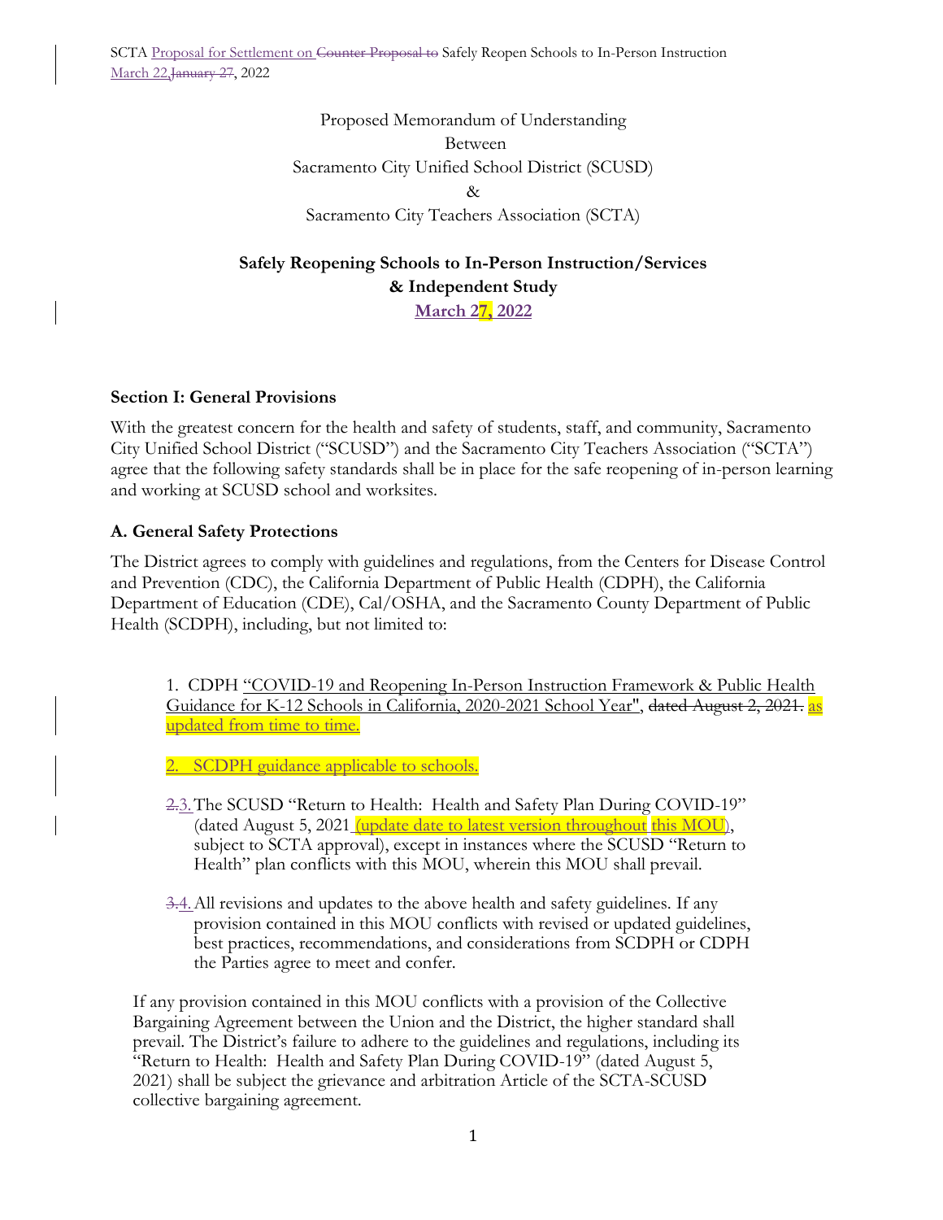SCTA Proposal for Settlement on ~~Counter Proposal to~~ Safely Reopen Schools to In-Person Instruction
March 22, ~~January 27~~, 2022

Proposed Memorandum of Understanding
Between
Sacramento City Unified School District (SCUSD)
&
Sacramento City Teachers Association (SCTA)

**Safely Reopening Schools to In-Person Instruction/Services & Independent Study**

**March 27, 2022**

### Section I: General Provisions

With the greatest concern for the health and safety of students, staff, and community, Sacramento City Unified School District ("SCUSD") and the Sacramento City Teachers Association ("SCTA") agree that the following safety standards shall be in place for the safe reopening of in-person learning and working at SCUSD school and worksites.

### A. General Safety Protections

The District agrees to comply with guidelines and regulations, from the Centers for Disease Control and Prevention (CDC), the California Department of Public Health (CDPH), the California Department of Education (CDE), Cal/OSHA, and the Sacramento County Department of Public Health (SCDPH), including, but not limited to:

1. CDPH "COVID-19 and Reopening In-Person Instruction Framework & Public Health Guidance for K-12 Schools in California, 2020-2021 School Year", ~~dated August 2, 2021.~~ as updated from time to time.

2. SCDPH guidance applicable to schools.

3. The SCUSD "Return to Health: Health and Safety Plan During COVID-19" (dated August 5, 2021 (update date to latest version throughout this MOU), subject to SCTA approval), except in instances where the SCUSD "Return to Health" plan conflicts with this MOU, wherein this MOU shall prevail.

4. All revisions and updates to the above health and safety guidelines. If any provision contained in this MOU conflicts with revised or updated guidelines, best practices, recommendations, and considerations from SCDPH or CDPH the Parties agree to meet and confer.

If any provision contained in this MOU conflicts with a provision of the Collective Bargaining Agreement between the Union and the District, the higher standard shall prevail. The District's failure to adhere to the guidelines and regulations, including its "Return to Health: Health and Safety Plan During COVID-19" (dated August 5, 2021) shall be subject the grievance and arbitration Article of the SCTA-SCUSD collective bargaining agreement.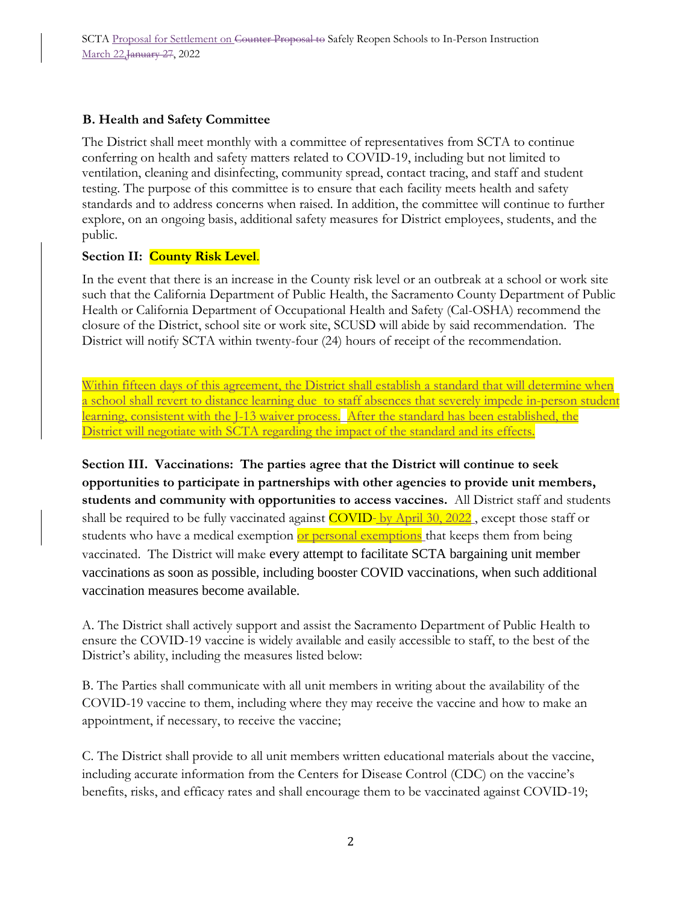## B. Health and Safety Committee

The District shall meet monthly with a committee of representatives from SCTA to continue conferring on health and safety matters related to COVID-19, including but not limited to ventilation, cleaning and disinfecting, community spread, contact tracing, and staff and student testing. The purpose of this committee is to ensure that each facility meets health and safety standards and to address concerns when raised. In addition, the committee will continue to further explore, on an ongoing basis, additional safety measures for District employees, students, and the public.

**Section II: County Risk Level**.

In the event that there is an increase in the County risk level or an outbreak at a school or work site such that the California Department of Public Health, the Sacramento County Department of Public Health or California Department of Occupational Health and Safety (Cal-OSHA) recommend the closure of the District, school site or work site, SCUSD will abide by said recommendation. The District will notify SCTA within twenty-four (24) hours of receipt of the recommendation.

Within fifteen days of this agreement, the District shall establish a standard that will determine when a school shall revert to distance learning due to staff absences that severely impede in-person student learning, consistent with the J-13 waiver process. After the standard has been established, the District will negotiate with SCTA regarding the impact of the standard and its effects.

**Section III. Vaccinations: The parties agree that the District will continue to seek opportunities to participate in partnerships with other agencies to provide unit members, students and community with opportunities to access vaccines.** All District staff and students shall be required to be fully vaccinated against COVID- by April 30, 2022 , except those staff or students who have a medical exemption or personal exemptions that keeps them from being vaccinated. The District will make every attempt to facilitate SCTA bargaining unit member vaccinations as soon as possible, including booster COVID vaccinations, when such additional vaccination measures become available.

A. The District shall actively support and assist the Sacramento Department of Public Health to ensure the COVID-19 vaccine is widely available and easily accessible to staff, to the best of the District's ability, including the measures listed below:

B. The Parties shall communicate with all unit members in writing about the availability of the COVID-19 vaccine to them, including where they may receive the vaccine and how to make an appointment, if necessary, to receive the vaccine;

C. The District shall provide to all unit members written educational materials about the vaccine, including accurate information from the Centers for Disease Control (CDC) on the vaccine's benefits, risks, and efficacy rates and shall encourage them to be vaccinated against COVID-19;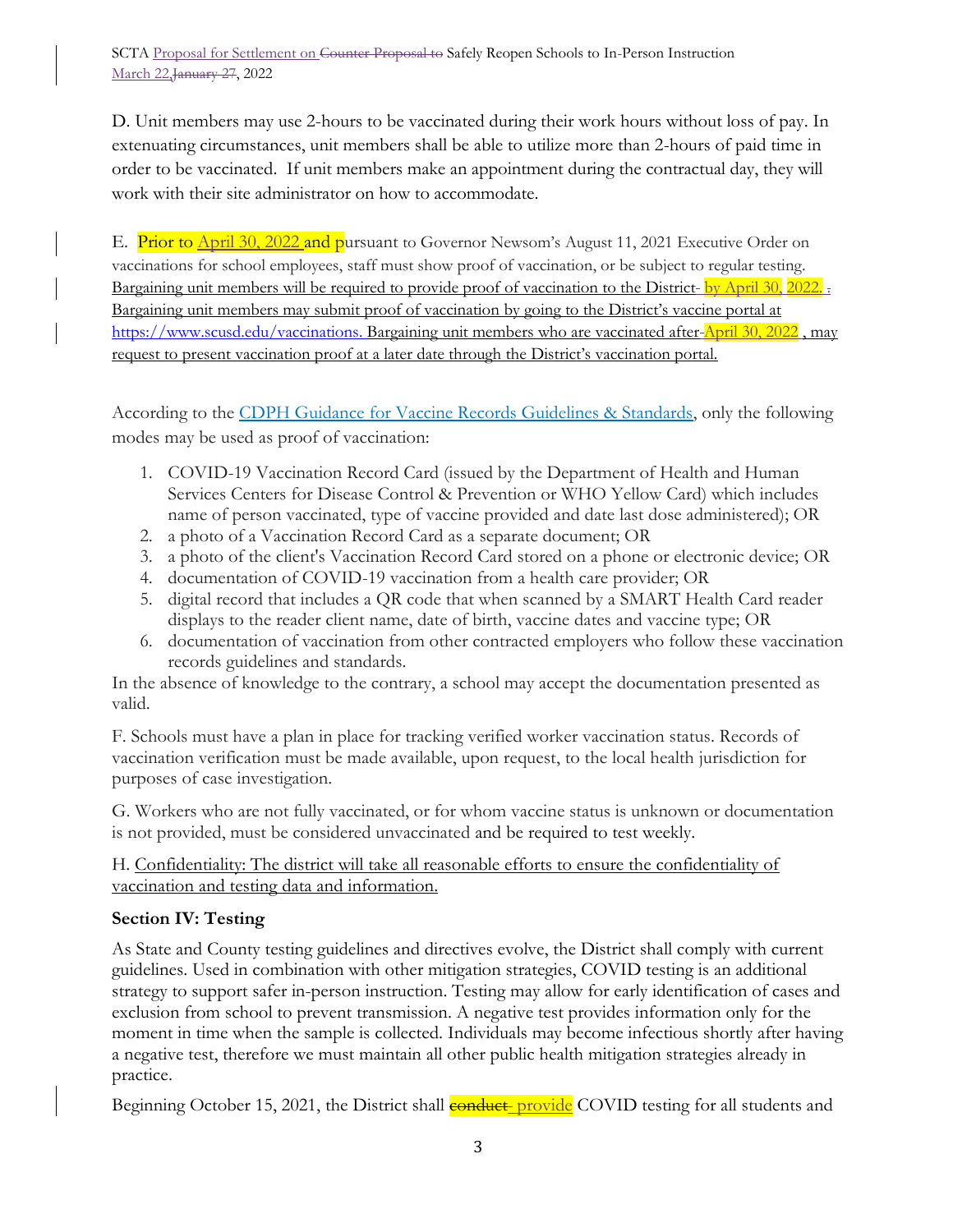D. Unit members may use 2-hours to be vaccinated during their work hours without loss of pay. In extenuating circumstances, unit members shall be able to utilize more than 2-hours of paid time in order to be vaccinated. If unit members make an appointment during the contractual day, they will work with their site administrator on how to accommodate.

E. Prior to April 30, 2022 and pursuant to Governor Newsom's August 11, 2021 Executive Order on vaccinations for school employees, staff must show proof of vaccination, or be subject to regular testing. Bargaining unit members will be required to provide proof of vaccination to the District by April 30, 2022. Bargaining unit members may submit proof of vaccination by going to the District's vaccine portal at https://www.scusd.edu/vaccinations. Bargaining unit members who are vaccinated after April 30, 2022, may request to present vaccination proof at a later date through the District's vaccination portal.

According to the CDPH Guidance for Vaccine Records Guidelines & Standards, only the following modes may be used as proof of vaccination:

1. COVID-19 Vaccination Record Card (issued by the Department of Health and Human Services Centers for Disease Control & Prevention or WHO Yellow Card) which includes name of person vaccinated, type of vaccine provided and date last dose administered); OR
2. a photo of a Vaccination Record Card as a separate document; OR
3. a photo of the client's Vaccination Record Card stored on a phone or electronic device; OR
4. documentation of COVID-19 vaccination from a health care provider; OR
5. digital record that includes a QR code that when scanned by a SMART Health Card reader displays to the reader client name, date of birth, vaccine dates and vaccine type; OR
6. documentation of vaccination from other contracted employers who follow these vaccination records guidelines and standards.

In the absence of knowledge to the contrary, a school may accept the documentation presented as valid.

F. Schools must have a plan in place for tracking verified worker vaccination status. Records of vaccination verification must be made available, upon request, to the local health jurisdiction for purposes of case investigation.

G. Workers who are not fully vaccinated, or for whom vaccine status is unknown or documentation is not provided, must be considered unvaccinated and be required to test weekly.

H. Confidentiality: The district will take all reasonable efforts to ensure the confidentiality of vaccination and testing data and information.

**Section IV: Testing**

As State and County testing guidelines and directives evolve, the District shall comply with current guidelines. Used in combination with other mitigation strategies, COVID testing is an additional strategy to support safer in-person instruction. Testing may allow for early identification of cases and exclusion from school to prevent transmission. A negative test provides information only for the moment in time when the sample is collected. Individuals may become infectious shortly after having a negative test, therefore we must maintain all other public health mitigation strategies already in practice.

Beginning October 15, 2021, the District shall ~~conduct~~ provide COVID testing for all students and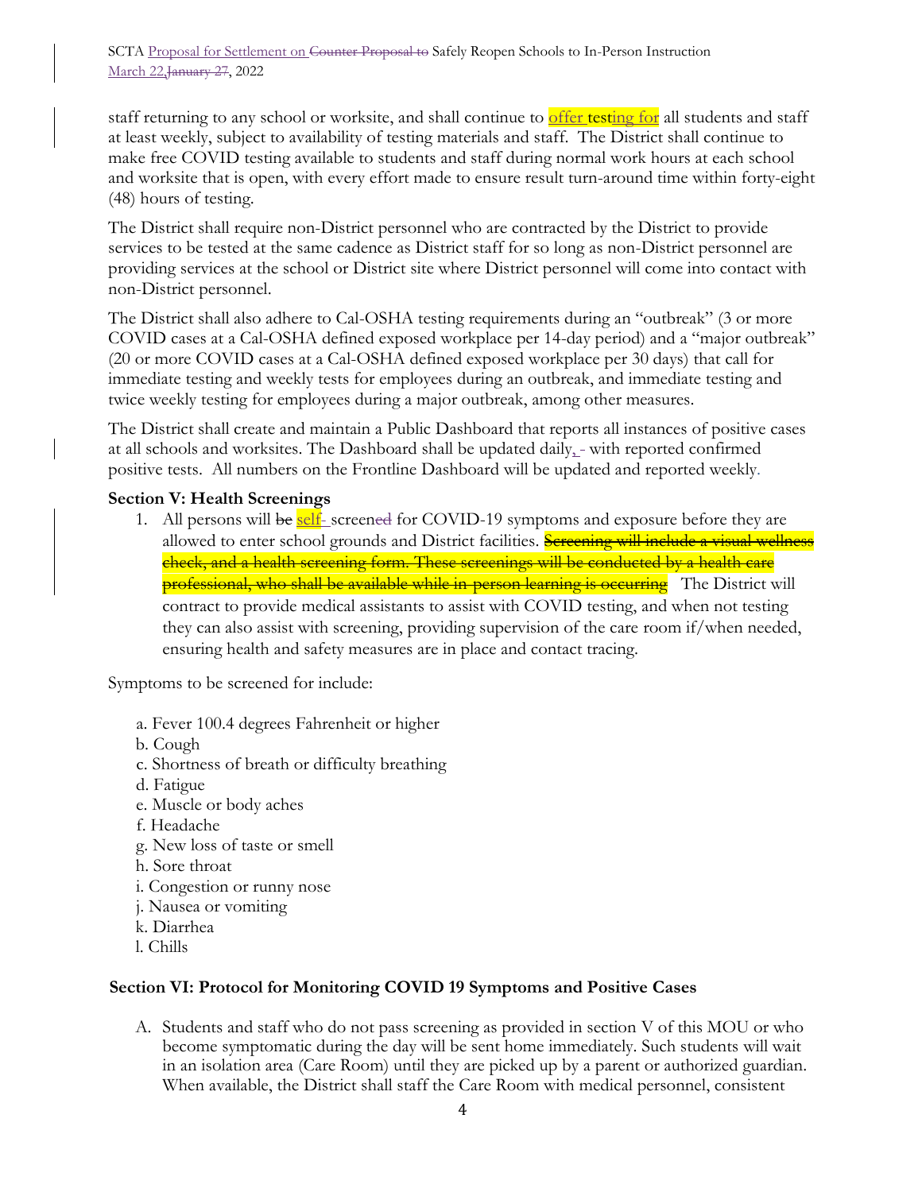staff returning to any school or worksite, and shall continue to ~~test~~ offer testing for all students and staff at least weekly, subject to availability of testing materials and staff. The District shall continue to make free COVID testing available to students and staff during normal work hours at each school and worksite that is open, with every effort made to ensure result turn-around time within forty-eight (48) hours of testing.

The District shall require non-District personnel who are contracted by the District to provide services to be tested at the same cadence as District staff for so long as non-District personnel are providing services at the school or District site where District personnel will come into contact with non-District personnel.

The District shall also adhere to Cal-OSHA testing requirements during an "outbreak" (3 or more COVID cases at a Cal-OSHA defined exposed workplace per 14-day period) and a "major outbreak" (20 or more COVID cases at a Cal-OSHA defined exposed workplace per 30 days) that call for immediate testing and weekly tests for employees during an outbreak, and immediate testing and twice weekly testing for employees during a major outbreak, among other measures.

The District shall create and maintain a Public Dashboard that reports all instances of positive cases at all schools and worksites. The Dashboard shall be updated daily, with reported confirmed positive tests. All numbers on the Frontline Dashboard will be updated and reported weekly.

**Section V: Health Screenings**

1. All persons will ~~be~~ self- screen~~ed~~ for COVID-19 symptoms and exposure before they are allowed to enter school grounds and District facilities. ~~Screening will include a visual wellness check, and a health screening form. These screenings will be conducted by a health care professional, who shall be available while in-person learning is occurring~~ The District will contract to provide medical assistants to assist with COVID testing, and when not testing they can also assist with screening, providing supervision of the care room if/when needed, ensuring health and safety measures are in place and contact tracing.

Symptoms to be screened for include:

a. Fever 100.4 degrees Fahrenheit or higher
b. Cough
c. Shortness of breath or difficulty breathing
d. Fatigue
e. Muscle or body aches
f. Headache
g. New loss of taste or smell
h. Sore throat
i. Congestion or runny nose
j. Nausea or vomiting
k. Diarrhea
l. Chills

**Section VI: Protocol for Monitoring COVID 19 Symptoms and Positive Cases**

A. Students and staff who do not pass screening as provided in section V of this MOU or who become symptomatic during the day will be sent home immediately. Such students will wait in an isolation area (Care Room) until they are picked up by a parent or authorized guardian. When available, the District shall staff the Care Room with medical personnel, consistent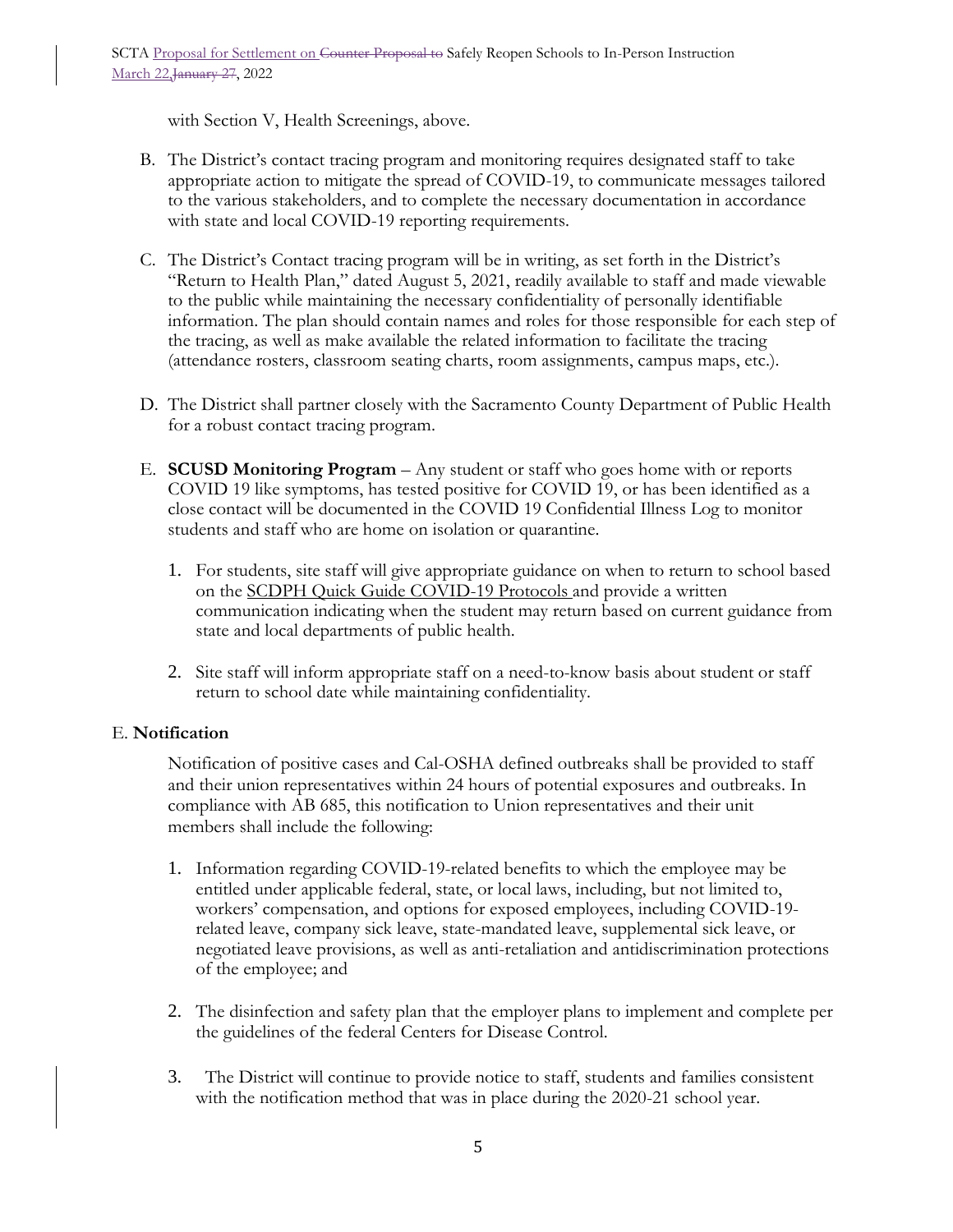with Section V, Health Screenings, above.

B. The District's contact tracing program and monitoring requires designated staff to take appropriate action to mitigate the spread of COVID-19, to communicate messages tailored to the various stakeholders, and to complete the necessary documentation in accordance with state and local COVID-19 reporting requirements.

C. The District's Contact tracing program will be in writing, as set forth in the District's "Return to Health Plan," dated August 5, 2021, readily available to staff and made viewable to the public while maintaining the necessary confidentiality of personally identifiable information. The plan should contain names and roles for those responsible for each step of the tracing, as well as make available the related information to facilitate the tracing (attendance rosters, classroom seating charts, room assignments, campus maps, etc.).

D. The District shall partner closely with the Sacramento County Department of Public Health for a robust contact tracing program.

E. **SCUSD Monitoring Program** – Any student or staff who goes home with or reports COVID 19 like symptoms, has tested positive for COVID 19, or has been identified as a close contact will be documented in the COVID 19 Confidential Illness Log to monitor students and staff who are home on isolation or quarantine.

   1. For students, site staff will give appropriate guidance on when to return to school based on the SCDPH Quick Guide COVID-19 Protocols and provide a written communication indicating when the student may return based on current guidance from state and local departments of public health.

   2. Site staff will inform appropriate staff on a need-to-know basis about student or staff return to school date while maintaining confidentiality.

E. **Notification**

Notification of positive cases and Cal-OSHA defined outbreaks shall be provided to staff and their union representatives within 24 hours of potential exposures and outbreaks. In compliance with AB 685, this notification to Union representatives and their unit members shall include the following:

1. Information regarding COVID-19-related benefits to which the employee may be entitled under applicable federal, state, or local laws, including, but not limited to, workers' compensation, and options for exposed employees, including COVID-19-related leave, company sick leave, state-mandated leave, supplemental sick leave, or negotiated leave provisions, as well as anti-retaliation and antidiscrimination protections of the employee; and

2. The disinfection and safety plan that the employer plans to implement and complete per the guidelines of the federal Centers for Disease Control.

3. The District will continue to provide notice to staff, students and families consistent with the notification method that was in place during the 2020-21 school year.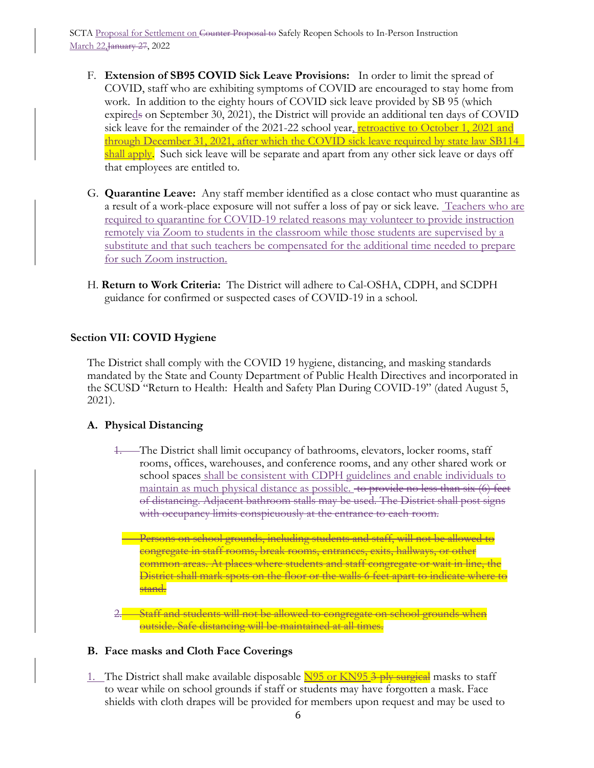F. **Extension of SB95 COVID Sick Leave Provisions:** In order to limit the spread of COVID, staff who are exhibiting symptoms of COVID are encouraged to stay home from work. In addition to the eighty hours of COVID sick leave provided by SB 95 (which expired~~s~~ on September 30, 2021), the District will provide an additional ten days of COVID sick leave for the remainder of the 2021-22 school year, retroactive to October 1, 2021 and through December 31, 2021, after which the COVID sick leave required by state law SB114 shall apply. Such sick leave will be separate and apart from any other sick leave or days off that employees are entitled to.

G. **Quarantine Leave:** Any staff member identified as a close contact who must quarantine as a result of a work-place exposure will not suffer a loss of pay or sick leave. Teachers who are required to quarantine for COVID-19 related reasons may volunteer to provide instruction remotely via Zoom to students in the classroom while those students are supervised by a substitute and that such teachers be compensated for the additional time needed to prepare for such Zoom instruction.

H. **Return to Work Criteria:** The District will adhere to Cal-OSHA, CDPH, and SCDPH guidance for confirmed or suspected cases of COVID-19 in a school.

## Section VII: COVID Hygiene

The District shall comply with the COVID 19 hygiene, distancing, and masking standards mandated by the State and County Department of Public Health Directives and incorporated in the SCUSD "Return to Health: Health and Safety Plan During COVID-19" (dated August 5, 2021).

### A. Physical Distancing

~~1.~~ The District shall limit occupancy of bathrooms, elevators, locker rooms, staff rooms, offices, warehouses, and conference rooms, and any other shared work or school spaces shall be consistent with CDPH guidelines and enable individuals to maintain as much physical distance as possible. ~~to provide no less than six (6) feet of distancing. Adjacent bathroom stalls may be used. The District shall post signs with occupancy limits conspicuously at the entrance to each room.~~

~~Persons on school grounds, including students and staff, will not be allowed to congregate in staff rooms, break rooms, entrances, exits, hallways, or other common areas. At places where students and staff congregate or wait in line, the District shall mark spots on the floor or the walls 6 feet apart to indicate where to stand.~~

~~2. Staff and students will not be allowed to congregate on school grounds when outside. Safe distancing will be maintained at all times.~~

### B. Face masks and Cloth Face Coverings

1. The District shall make available disposable N95 or KN95 ~~3 ply surgical~~ masks to staff to wear while on school grounds if staff or students may have forgotten a mask. Face shields with cloth drapes will be provided for members upon request and may be used to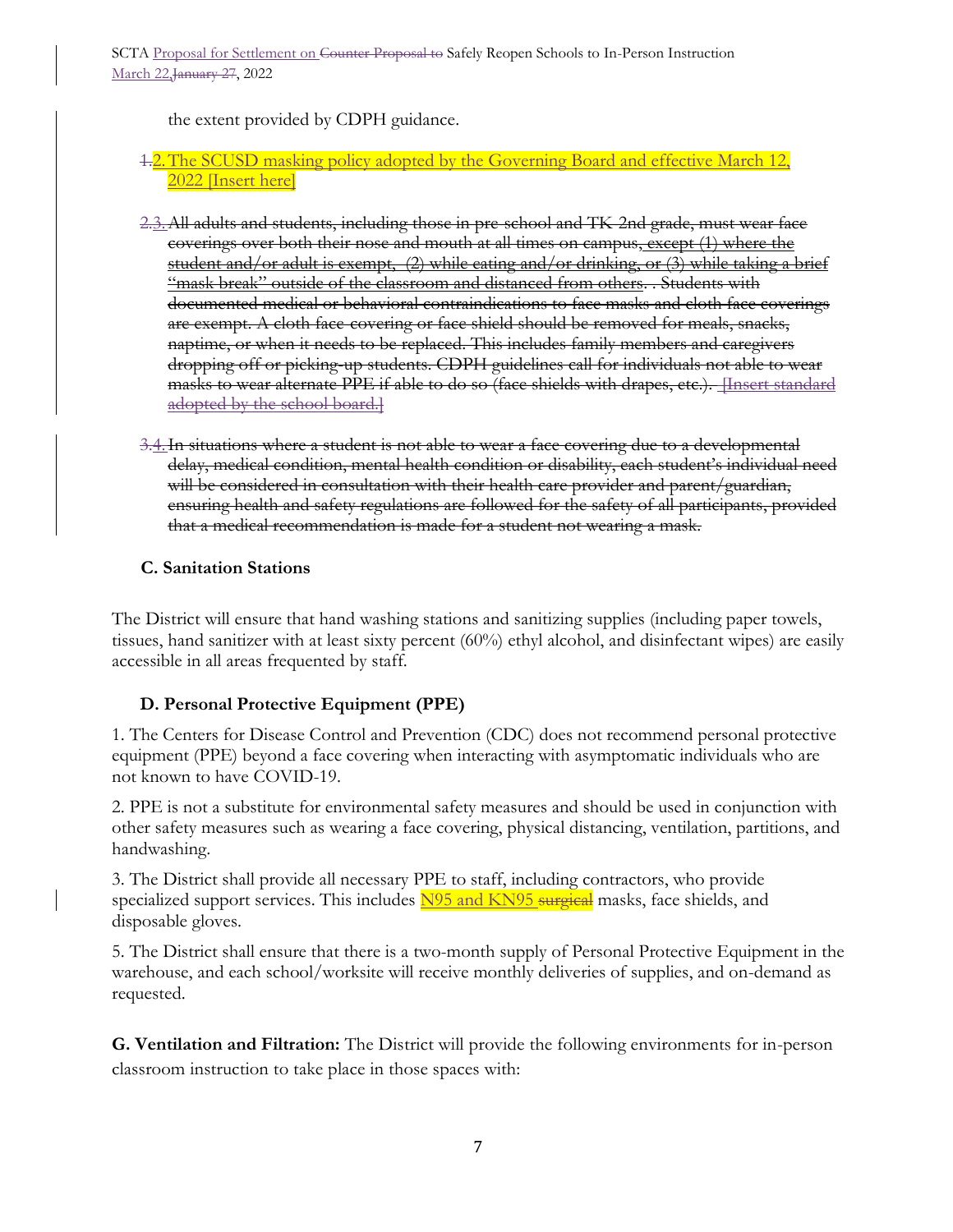the extent provided by CDPH guidance.

~~1.~~2. The SCUSD masking policy adopted by the Governing Board and effective March 12, 2022 [Insert here]

~~2.~~3. ~~All adults and students, including those in pre-school and TK-2nd grade, must wear face coverings over both their nose and mouth at all times on campus, except (1) where the student and/or adult is exempt, (2) while eating and/or drinking, or (3) while taking a brief "mask break" outside of the classroom and distanced from others. . Students with documented medical or behavioral contraindications to face masks and cloth face coverings are exempt. A cloth face-covering or face shield should be removed for meals, snacks, naptime, or when it needs to be replaced. This includes family members and caregivers dropping off or picking-up students. CDPH guidelines call for individuals not able to wear masks to wear alternate PPE if able to do so (face shields with drapes, etc.). [Insert standard adopted by the school board.]~~

~~3.~~4. ~~In situations where a student is not able to wear a face covering due to a developmental delay, medical condition, mental health condition or disability, each student's individual need will be considered in consultation with their health care provider and parent/guardian, ensuring health and safety regulations are followed for the safety of all participants, provided that a medical recommendation is made for a student not wearing a mask.~~

### C. Sanitation Stations

The District will ensure that hand washing stations and sanitizing supplies (including paper towels, tissues, hand sanitizer with at least sixty percent (60%) ethyl alcohol, and disinfectant wipes) are easily accessible in all areas frequented by staff.

### D. Personal Protective Equipment (PPE)

1. The Centers for Disease Control and Prevention (CDC) does not recommend personal protective equipment (PPE) beyond a face covering when interacting with asymptomatic individuals who are not known to have COVID-19.

2. PPE is not a substitute for environmental safety measures and should be used in conjunction with other safety measures such as wearing a face covering, physical distancing, ventilation, partitions, and handwashing.

3. The District shall provide all necessary PPE to staff, including contractors, who provide specialized support services. This includes N95 and KN95 ~~surgical~~ masks, face shields, and disposable gloves.

5. The District shall ensure that there is a two-month supply of Personal Protective Equipment in the warehouse, and each school/worksite will receive monthly deliveries of supplies, and on-demand as requested.

**G. Ventilation and Filtration:** The District will provide the following environments for in-person classroom instruction to take place in those spaces with: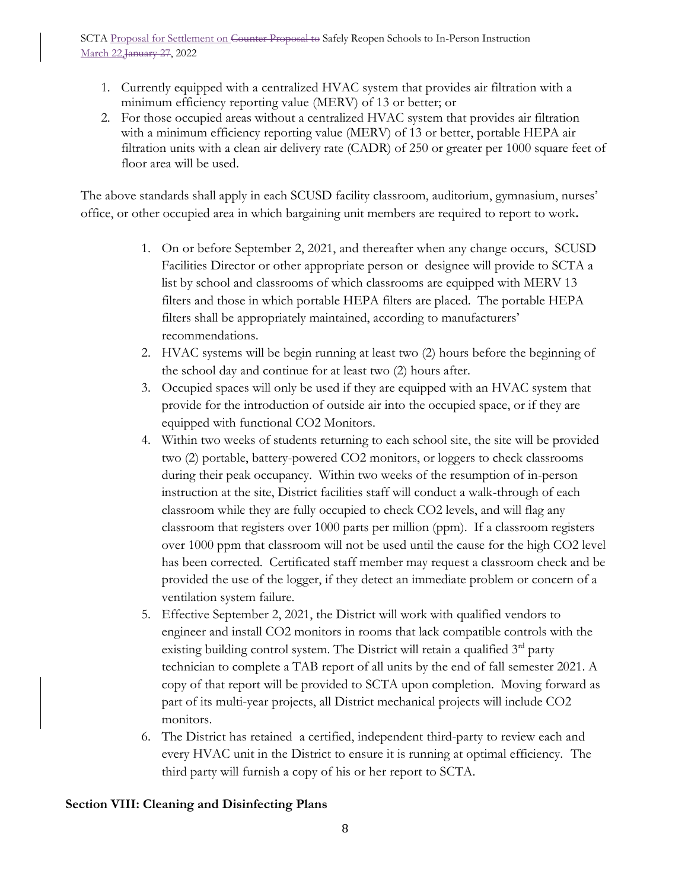1. Currently equipped with a centralized HVAC system that provides air filtration with a minimum efficiency reporting value (MERV) of 13 or better; or
2. For those occupied areas without a centralized HVAC system that provides air filtration with a minimum efficiency reporting value (MERV) of 13 or better, portable HEPA air filtration units with a clean air delivery rate (CADR) of 250 or greater per 1000 square feet of floor area will be used.

The above standards shall apply in each SCUSD facility classroom, auditorium, gymnasium, nurses' office, or other occupied area in which bargaining unit members are required to report to work**.**

1. On or before September 2, 2021, and thereafter when any change occurs, SCUSD Facilities Director or other appropriate person or designee will provide to SCTA a list by school and classrooms of which classrooms are equipped with MERV 13 filters and those in which portable HEPA filters are placed. The portable HEPA filters shall be appropriately maintained, according to manufacturers' recommendations.
2. HVAC systems will be begin running at least two (2) hours before the beginning of the school day and continue for at least two (2) hours after.
3. Occupied spaces will only be used if they are equipped with an HVAC system that provide for the introduction of outside air into the occupied space, or if they are equipped with functional $CO_2$ Monitors.
4. Within two weeks of students returning to each school site, the site will be provided two (2) portable, battery-powered $CO_2$ monitors, or loggers to check classrooms during their peak occupancy. Within two weeks of the resumption of in-person instruction at the site, District facilities staff will conduct a walk-through of each classroom while they are fully occupied to check $CO_2$ levels, and will flag any classroom that registers over 1000 parts per million (ppm). If a classroom registers over 1000 ppm that classroom will not be used until the cause for the high $CO_2$ level has been corrected. Certificated staff member may request a classroom check and be provided the use of the logger, if they detect an immediate problem or concern of a ventilation system failure.
5. Effective September 2, 2021, the District will work with qualified vendors to engineer and install $CO_2$ monitors in rooms that lack compatible controls with the existing building control system. The District will retain a qualified 3rd party technician to complete a TAB report of all units by the end of fall semester 2021. A copy of that report will be provided to SCTA upon completion. Moving forward as part of its multi-year projects, all District mechanical projects will include $CO_2$ monitors.
6. The District has retained a certified, independent third-party to review each and every HVAC unit in the District to ensure it is running at optimal efficiency. The third party will furnish a copy of his or her report to SCTA.

## Section VIII: Cleaning and Disinfecting Plans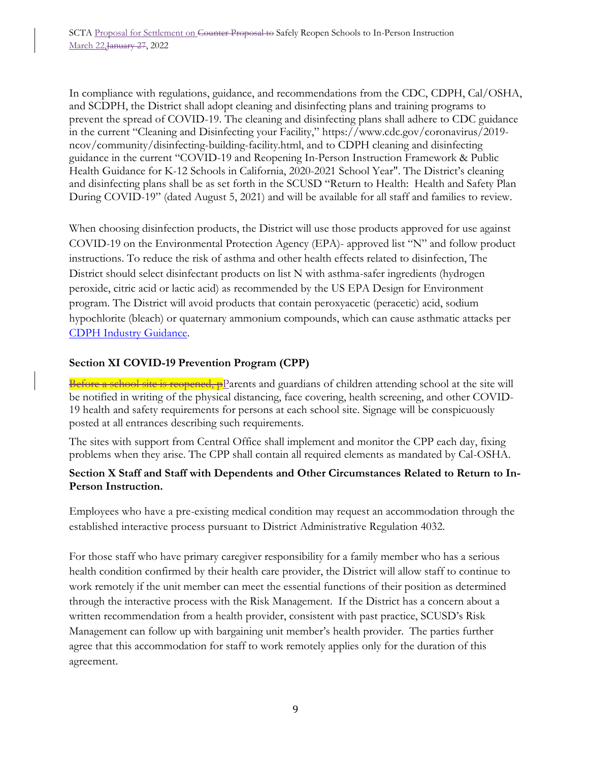In compliance with regulations, guidance, and recommendations from the CDC, CDPH, Cal/OSHA, and SCDPH, the District shall adopt cleaning and disinfecting plans and training programs to prevent the spread of COVID-19. The cleaning and disinfecting plans shall adhere to CDC guidance in the current "Cleaning and Disinfecting your Facility," https://www.cdc.gov/coronavirus/2019-ncov/community/disinfecting-building-facility.html, and to CDPH cleaning and disinfecting guidance in the current "COVID-19 and Reopening In-Person Instruction Framework & Public Health Guidance for K-12 Schools in California, 2020-2021 School Year". The District's cleaning and disinfecting plans shall be as set forth in the SCUSD "Return to Health: Health and Safety Plan During COVID-19" (dated August 5, 2021) and will be available for all staff and families to review.

When choosing disinfection products, the District will use those products approved for use against COVID-19 on the Environmental Protection Agency (EPA)- approved list "N" and follow product instructions. To reduce the risk of asthma and other health effects related to disinfection, The District should select disinfectant products on list N with asthma-safer ingredients (hydrogen peroxide, citric acid or lactic acid) as recommended by the US EPA Design for Environment program. The District will avoid products that contain peroxyacetic (peracetic) acid, sodium hypochlorite (bleach) or quaternary ammonium compounds, which can cause asthmatic attacks per CDPH Industry Guidance.

**Section XI COVID-19 Prevention Program (CPP)**

~~Before a school site is reopened, p~~Parents and guardians of children attending school at the site will be notified in writing of the physical distancing, face covering, health screening, and other COVID-19 health and safety requirements for persons at each school site. Signage will be conspicuously posted at all entrances describing such requirements.

The sites with support from Central Office shall implement and monitor the CPP each day, fixing problems when they arise. The CPP shall contain all required elements as mandated by Cal-OSHA.

**Section X Staff and Staff with Dependents and Other Circumstances Related to Return to In-Person Instruction.**

Employees who have a pre-existing medical condition may request an accommodation through the established interactive process pursuant to District Administrative Regulation 4032.

For those staff who have primary caregiver responsibility for a family member who has a serious health condition confirmed by their health care provider, the District will allow staff to continue to work remotely if the unit member can meet the essential functions of their position as determined through the interactive process with the Risk Management. If the District has a concern about a written recommendation from a health provider, consistent with past practice, SCUSD's Risk Management can follow up with bargaining unit member's health provider. The parties further agree that this accommodation for staff to work remotely applies only for the duration of this agreement.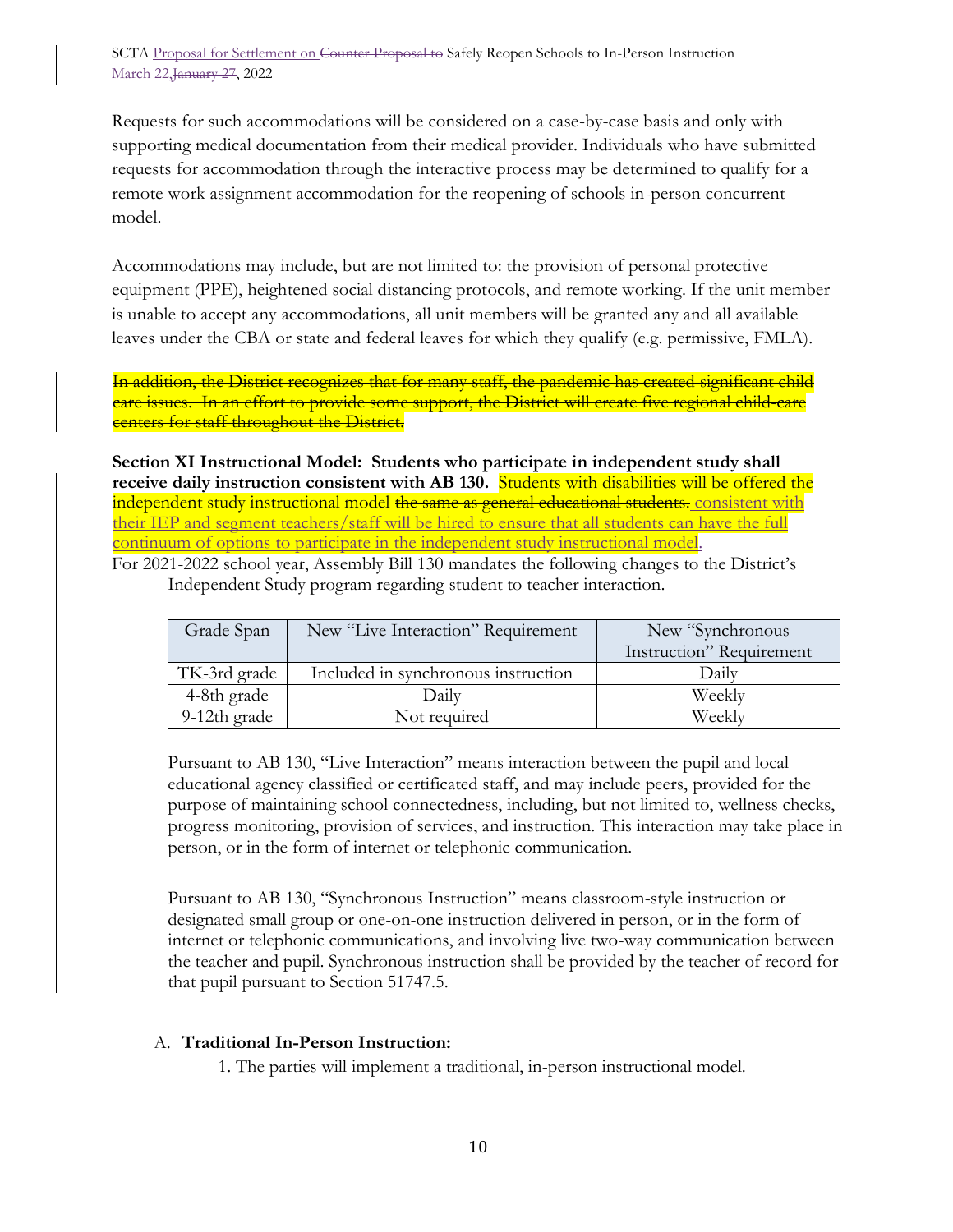Requests for such accommodations will be considered on a case-by-case basis and only with supporting medical documentation from their medical provider. Individuals who have submitted requests for accommodation through the interactive process may be determined to qualify for a remote work assignment accommodation for the reopening of schools in-person concurrent model.

Accommodations may include, but are not limited to: the provision of personal protective equipment (PPE), heightened social distancing protocols, and remote working. If the unit member is unable to accept any accommodations, all unit members will be granted any and all available leaves under the CBA or state and federal leaves for which they qualify (e.g. permissive, FMLA).

~~In addition, the District recognizes that for many staff, the pandemic has created significant child care issues. In an effort to provide some support, the District will create five regional child-care centers for staff throughout the District.~~

**Section XI Instructional Model: Students who participate in independent study shall receive daily instruction consistent with AB 130.** Students with disabilities will be offered the independent study instructional model ~~the same as general educational students.~~ consistent with their IEP and segment teachers/staff will be hired to ensure that all students can have the full continuum of options to participate in the independent study instructional model.

For 2021-2022 school year, Assembly Bill 130 mandates the following changes to the District's Independent Study program regarding student to teacher interaction.

| Grade Span | New "Live Interaction" Requirement | New "Synchronous Instruction" Requirement |
|---|---|---|
| TK-3rd grade | Included in synchronous instruction | Daily |
| 4-8th grade | Daily | Weekly |
| 9-12th grade | Not required | Weekly |

Pursuant to AB 130, "Live Interaction" means interaction between the pupil and local educational agency classified or certificated staff, and may include peers, provided for the purpose of maintaining school connectedness, including, but not limited to, wellness checks, progress monitoring, provision of services, and instruction. This interaction may take place in person, or in the form of internet or telephonic communication.

Pursuant to AB 130, "Synchronous Instruction" means classroom-style instruction or designated small group or one-on-one instruction delivered in person, or in the form of internet or telephonic communications, and involving live two-way communication between the teacher and pupil. Synchronous instruction shall be provided by the teacher of record for that pupil pursuant to Section 51747.5.

A. **Traditional In-Person Instruction:**

1. The parties will implement a traditional, in-person instructional model.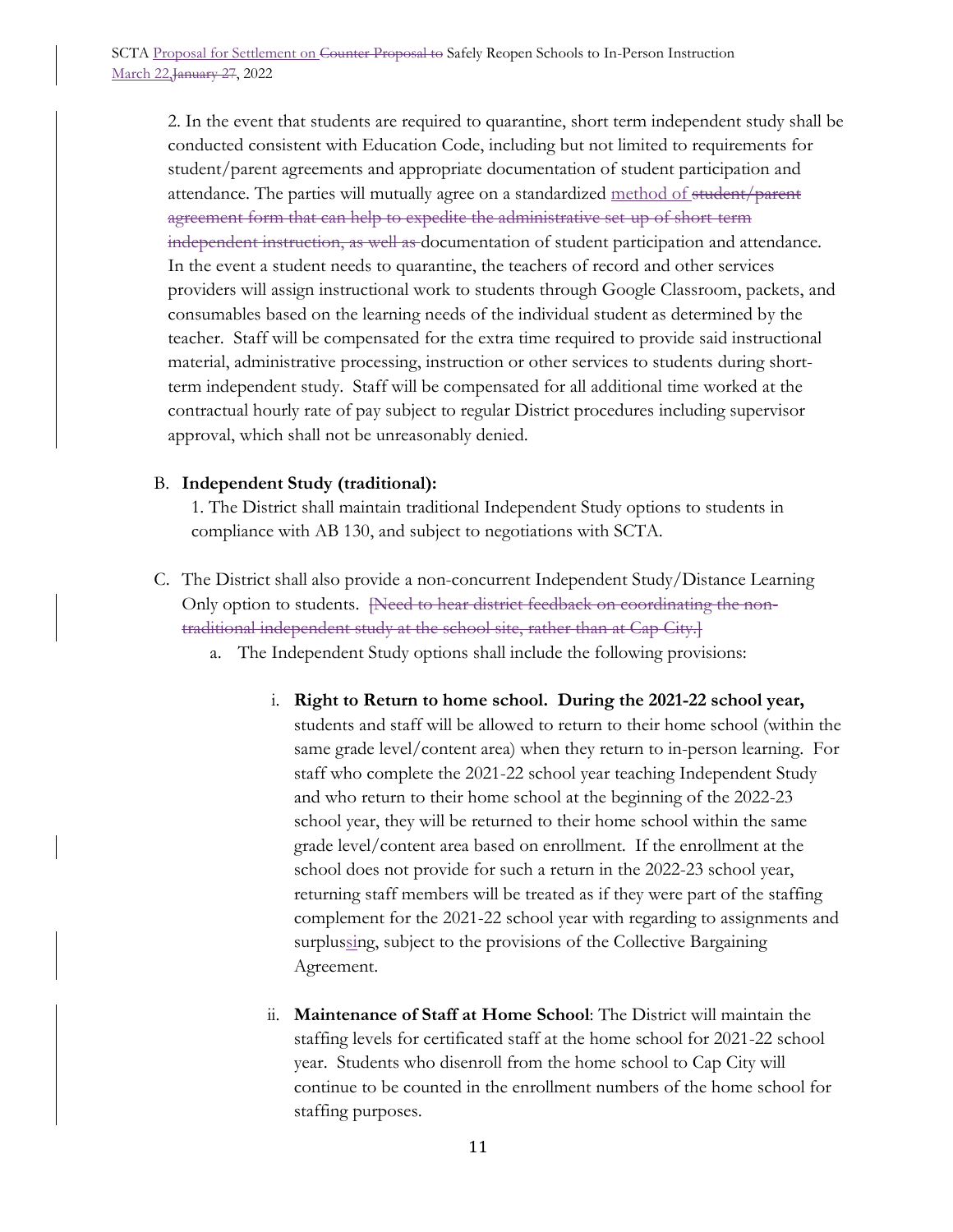2. In the event that students are required to quarantine, short term independent study shall be conducted consistent with Education Code, including but not limited to requirements for student/parent agreements and appropriate documentation of student participation and attendance. The parties will mutually agree on a standardized method of ~~student/parent agreement form that can help to expedite the administrative set-up of short-term independent instruction, as well as~~ documentation of student participation and attendance. In the event a student needs to quarantine, the teachers of record and other services providers will assign instructional work to students through Google Classroom, packets, and consumables based on the learning needs of the individual student as determined by the teacher. Staff will be compensated for the extra time required to provide said instructional material, administrative processing, instruction or other services to students during short-term independent study. Staff will be compensated for all additional time worked at the contractual hourly rate of pay subject to regular District procedures including supervisor approval, which shall not be unreasonably denied.

B. **Independent Study (traditional):**

1. The District shall maintain traditional Independent Study options to students in compliance with AB 130, and subject to negotiations with SCTA.

C. The District shall also provide a non-concurrent Independent Study/Distance Learning Only option to students. ~~[Need to hear district feedback on coordinating the non-traditional independent study at the school site, rather than at Cap City.]~~

   a. The Independent Study options shall include the following provisions:

      i. **Right to Return to home school. During the 2021-22 school year,** students and staff will be allowed to return to their home school (within the same grade level/content area) when they return to in-person learning. For staff who complete the 2021-22 school year teaching Independent Study and who return to their home school at the beginning of the 2022-23 school year, they will be returned to their home school within the same grade level/content area based on enrollment. If the enrollment at the school does not provide for such a return in the 2022-23 school year, returning staff members will be treated as if they were part of the staffing complement for the 2021-22 school year with regarding to assignments and surplussing, subject to the provisions of the Collective Bargaining Agreement.

      ii. **Maintenance of Staff at Home School**: The District will maintain the staffing levels for certificated staff at the home school for 2021-22 school year. Students who disenroll from the home school to Cap City will continue to be counted in the enrollment numbers of the home school for staffing purposes.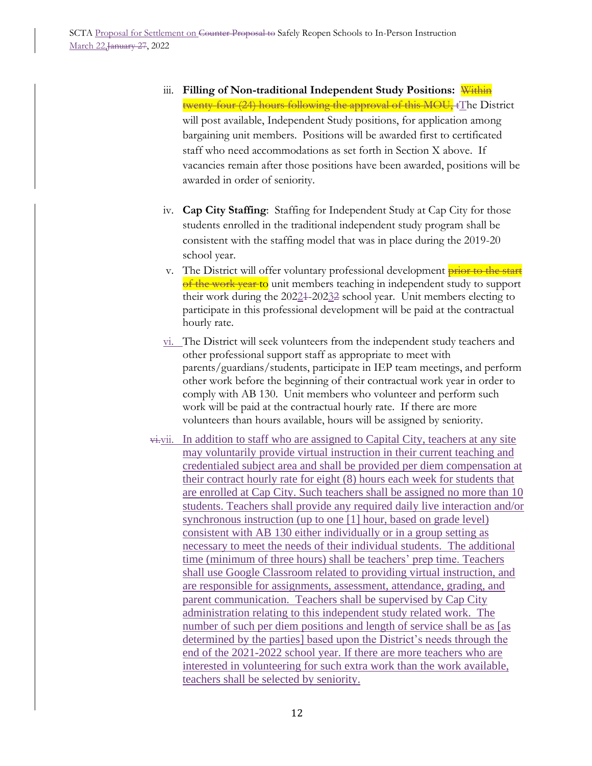iii. **Filling of Non-traditional Independent Study Positions:** ~~Within twenty-four (24) hours following the approval of this MOU, t~~The District will post available, Independent Study positions, for application among bargaining unit members. Positions will be awarded first to certificated staff who need accommodations as set forth in Section X above. If vacancies remain after those positions have been awarded, positions will be awarded in order of seniority.

iv. **Cap City Staffing**: Staffing for Independent Study at Cap City for those students enrolled in the traditional independent study program shall be consistent with the staffing model that was in place during the 2019-20 school year.

v. The District will offer voluntary professional development ~~prior to the start of the work year~~ to unit members teaching in independent study to support their work during the 2022~~1~~-2023~~2~~ school year. Unit members electing to participate in this professional development will be paid at the contractual hourly rate.

vi. The District will seek volunteers from the independent study teachers and other professional support staff as appropriate to meet with parents/guardians/students, participate in IEP team meetings, and perform other work before the beginning of their contractual work year in order to comply with AB 130. Unit members who volunteer and perform such work will be paid at the contractual hourly rate. If there are more volunteers than hours available, hours will be assigned by seniority.

~~vi.~~vii. In addition to staff who are assigned to Capital City, teachers at any site may voluntarily provide virtual instruction in their current teaching and credentialed subject area and shall be provided per diem compensation at their contract hourly rate for eight (8) hours each week for students that are enrolled at Cap City. Such teachers shall be assigned no more than 10 students. Teachers shall provide any required daily live interaction and/or synchronous instruction (up to one [1] hour, based on grade level) consistent with AB 130 either individually or in a group setting as necessary to meet the needs of their individual students. The additional time (minimum of three hours) shall be teachers' prep time. Teachers shall use Google Classroom related to providing virtual instruction, and are responsible for assignments, assessment, attendance, grading, and parent communication. Teachers shall be supervised by Cap City administration relating to this independent study related work. The number of such per diem positions and length of service shall be as [as determined by the parties] based upon the District's needs through the end of the 2021-2022 school year. If there are more teachers who are interested in volunteering for such extra work than the work available, teachers shall be selected by seniority.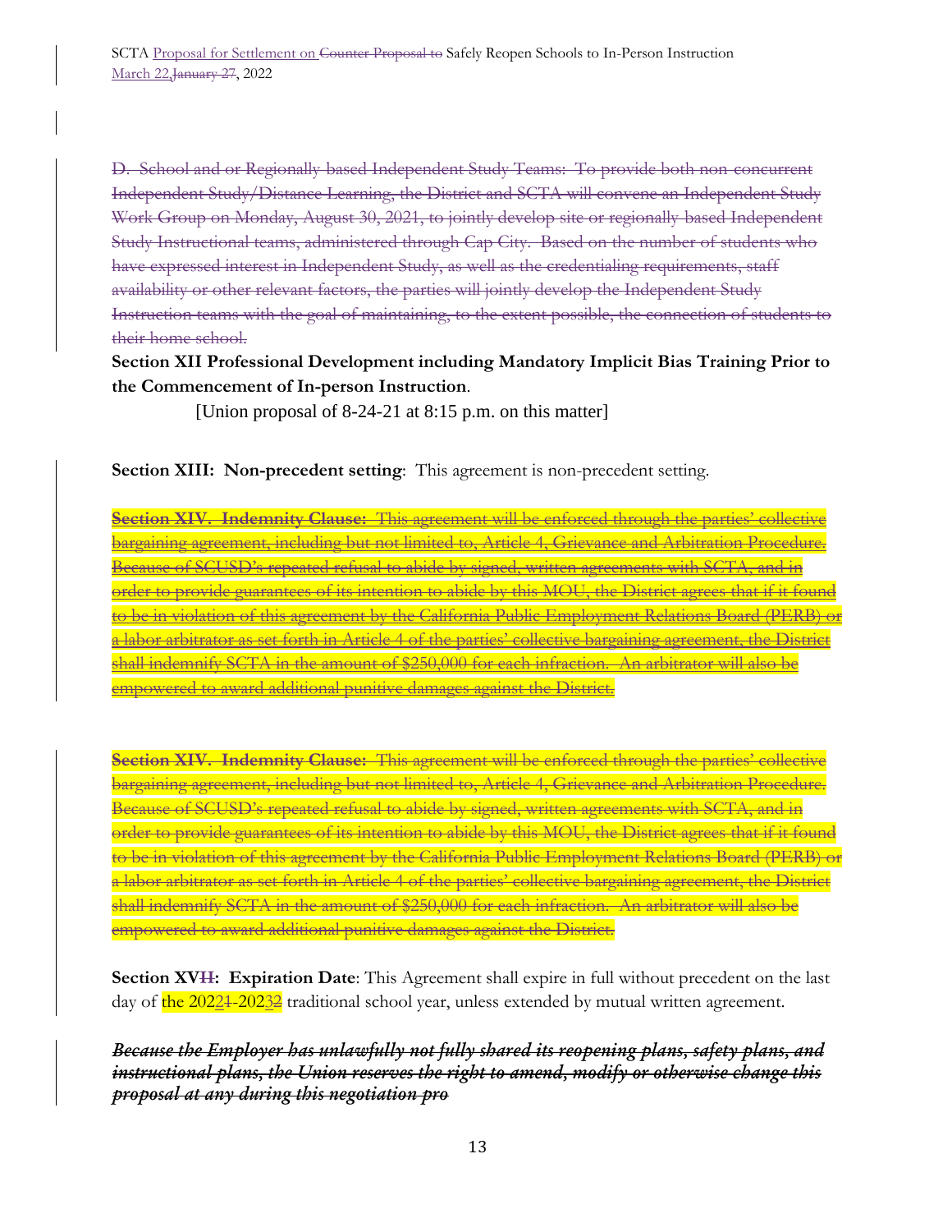D. School and or Regionally based Independent Study Teams: To provide both non-concurrent Independent Study/Distance Learning, the District and SCTA will convene an Independent Study Work Group on Monday, August 30, 2021, to jointly develop site or regionally based Independent Study Instructional teams, administered through Cap City. Based on the number of students who have expressed interest in Independent Study, as well as the credentialing requirements, staff availability or other relevant factors, the parties will jointly develop the Independent Study Instruction teams with the goal of maintaining, to the extent possible, the connection of students to their home school.

**Section XII Professional Development including Mandatory Implicit Bias Training Prior to the Commencement of In-person Instruction**.

[Union proposal of 8-24-21 at 8:15 p.m. on this matter]

**Section XIII: Non-precedent setting**: This agreement is non-precedent setting.

**Section XIV. Indemnity Clause:** This agreement will be enforced through the parties' collective bargaining agreement, including but not limited to, Article 4, Grievance and Arbitration Procedure. Because of SCUSD's repeated refusal to abide by signed, written agreements with SCTA, and in order to provide guarantees of its intention to abide by this MOU, the District agrees that if it found to be in violation of this agreement by the California Public Employment Relations Board (PERB) or a labor arbitrator as set forth in Article 4 of the parties' collective bargaining agreement, the District shall indemnify SCTA in the amount of $250,000 for each infraction. An arbitrator will also be empowered to award additional punitive damages against the District.

**Section XIV. Indemnity Clause:** This agreement will be enforced through the parties' collective bargaining agreement, including but not limited to, Article 4, Grievance and Arbitration Procedure. Because of SCUSD's repeated refusal to abide by signed, written agreements with SCTA, and in order to provide guarantees of its intention to abide by this MOU, the District agrees that if it found to be in violation of this agreement by the California Public Employment Relations Board (PERB) or a labor arbitrator as set forth in Article 4 of the parties' collective bargaining agreement, the District shall indemnify SCTA in the amount of $250,000 for each infraction. An arbitrator will also be empowered to award additional punitive damages against the District.

**Section XVII: Expiration Date**: This Agreement shall expire in full without precedent on the last day of the 20221-20232 traditional school year, unless extended by mutual written agreement.

***Because the Employer has unlawfully not fully shared its reopening plans, safety plans, and instructional plans, the Union reserves the right to amend, modify or otherwise change this proposal at any during this negotiation pro***